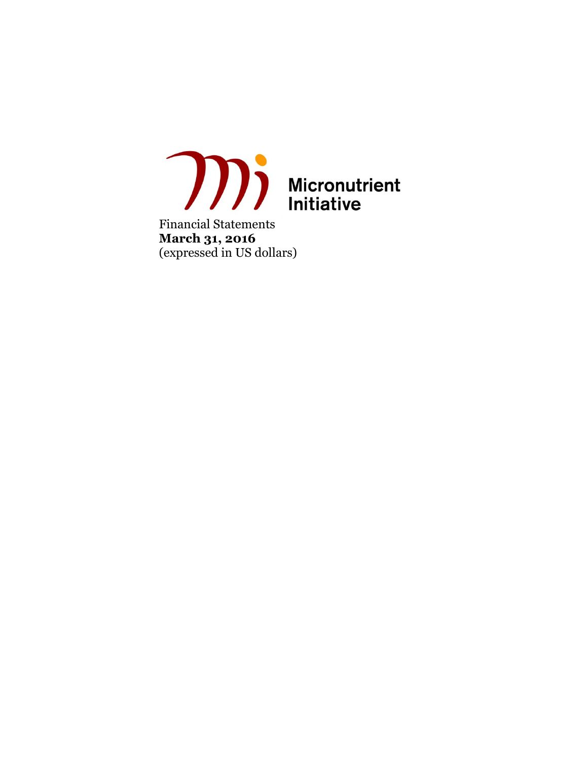Micronutrient Initiative

Financial Statements
**March 31, 2016**
(expressed in US dollars)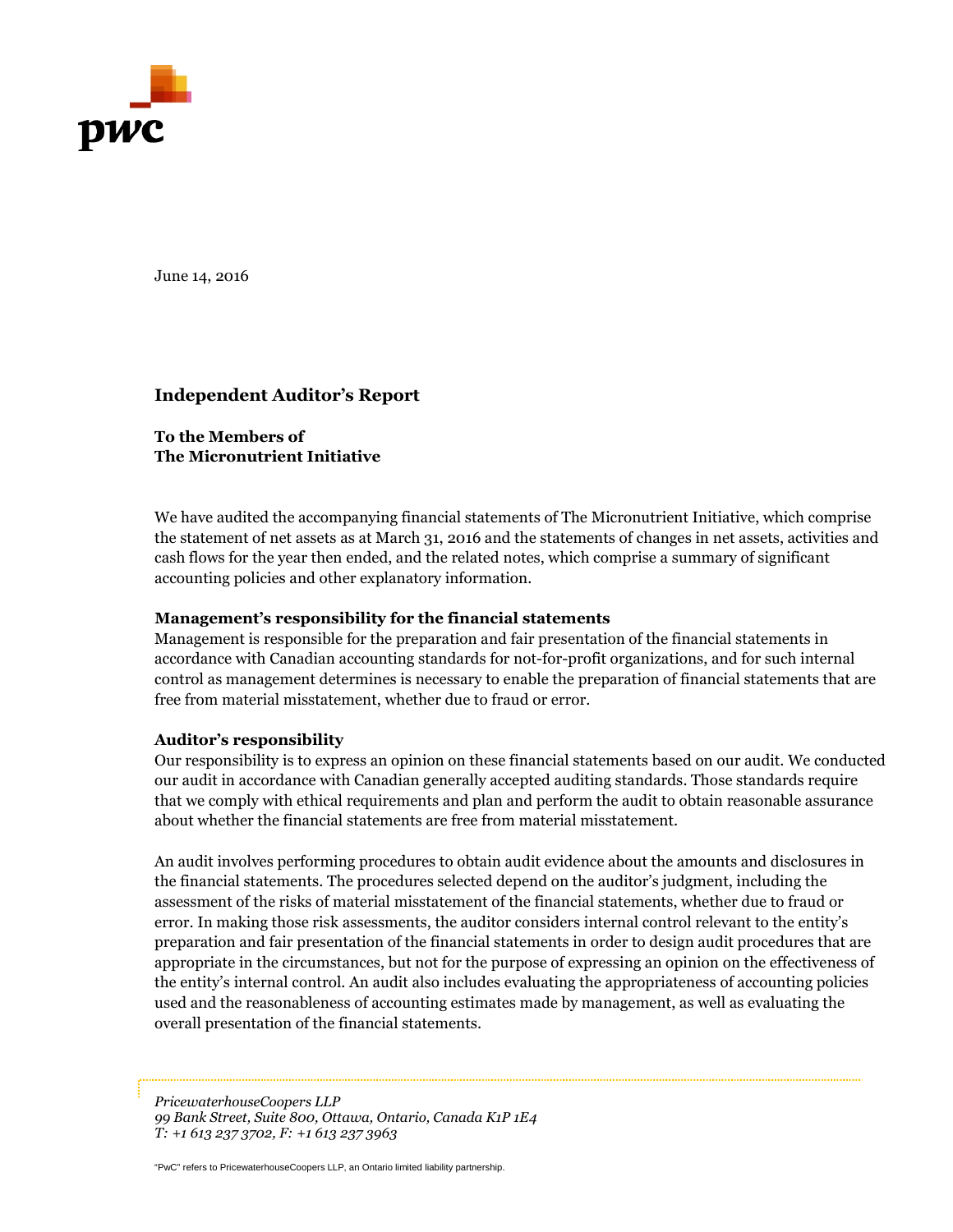June 14, 2016

## Independent Auditor's Report

**To the Members of**
**The Micronutrient Initiative**

We have audited the accompanying financial statements of The Micronutrient Initiative, which comprise the statement of net assets as at March 31, 2016 and the statements of changes in net assets, activities and cash flows for the year then ended, and the related notes, which comprise a summary of significant accounting policies and other explanatory information.

**Management's responsibility for the financial statements**

Management is responsible for the preparation and fair presentation of the financial statements in accordance with Canadian accounting standards for not-for-profit organizations, and for such internal control as management determines is necessary to enable the preparation of financial statements that are free from material misstatement, whether due to fraud or error.

**Auditor's responsibility**

Our responsibility is to express an opinion on these financial statements based on our audit. We conducted our audit in accordance with Canadian generally accepted auditing standards. Those standards require that we comply with ethical requirements and plan and perform the audit to obtain reasonable assurance about whether the financial statements are free from material misstatement.

An audit involves performing procedures to obtain audit evidence about the amounts and disclosures in the financial statements. The procedures selected depend on the auditor's judgment, including the assessment of the risks of material misstatement of the financial statements, whether due to fraud or error. In making those risk assessments, the auditor considers internal control relevant to the entity's preparation and fair presentation of the financial statements in order to design audit procedures that are appropriate in the circumstances, but not for the purpose of expressing an opinion on the effectiveness of the entity's internal control. An audit also includes evaluating the appropriateness of accounting policies used and the reasonableness of accounting estimates made by management, as well as evaluating the overall presentation of the financial statements.

*PricewaterhouseCoopers LLP*
*99 Bank Street, Suite 800, Ottawa, Ontario, Canada K1P 1E4*
*T: +1 613 237 3702, F: +1 613 237 3963*

"PwC" refers to PricewaterhouseCoopers LLP, an Ontario limited liability partnership.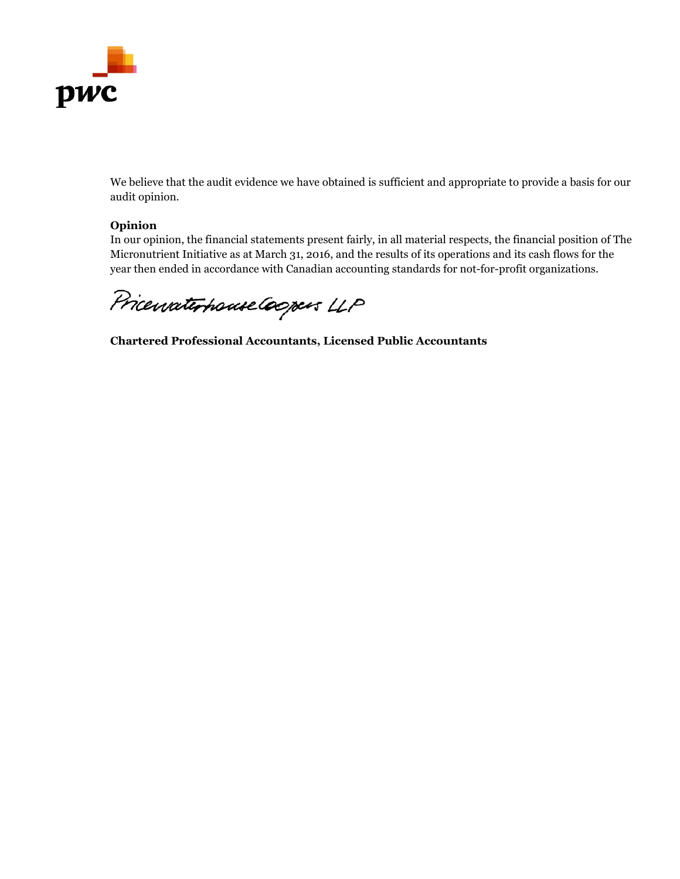We believe that the audit evidence we have obtained is sufficient and appropriate to provide a basis for our audit opinion.

**Opinion**

In our opinion, the financial statements present fairly, in all material respects, the financial position of The Micronutrient Initiative as at March 31, 2016, and the results of its operations and its cash flows for the year then ended in accordance with Canadian accounting standards for not-for-profit organizations.

PricewaterhouseCoopers LLP

**Chartered Professional Accountants, Licensed Public Accountants**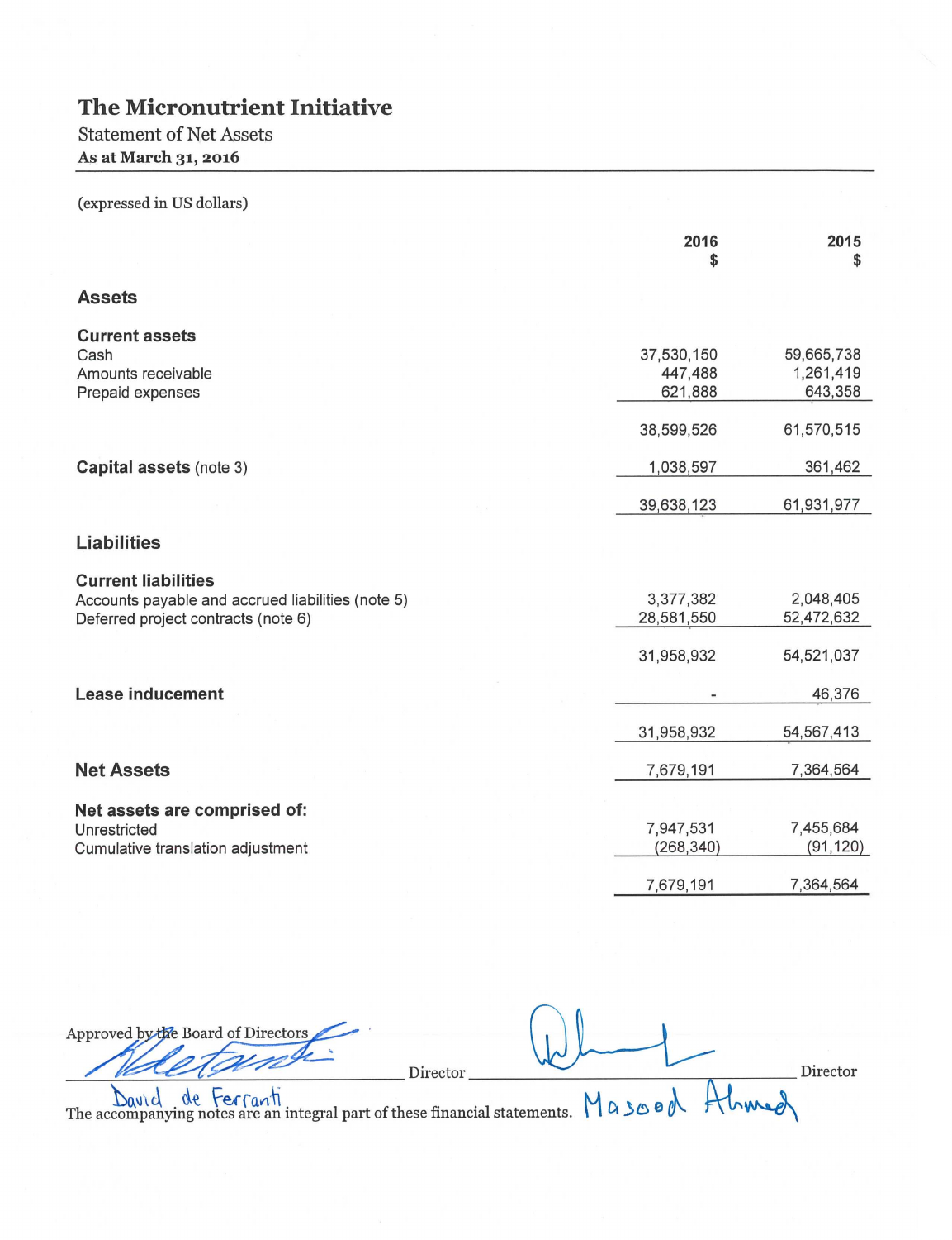# The Micronutrient Initiative

## Statement of Net Assets

**As at March 31, 2016**

(expressed in US dollars)

| | 2016 $ | 2015 $ |
|---|---|---|
| **Assets** | | |
| **Current assets** | | |
| Cash | 37,530,150 | 59,665,738 |
| Amounts receivable | 447,488 | 1,261,419 |
| Prepaid expenses | 621,888 | 643,358 |
| | 38,599,526 | 61,570,515 |
| **Capital assets** (note 3) | 1,038,597 | 361,462 |
| | 39,638,123 | 61,931,977 |
| **Liabilities** | | |
| **Current liabilities** | | |
| Accounts payable and accrued liabilities (note 5) | 3,377,382 | 2,048,405 |
| Deferred project contracts (note 6) | 28,581,550 | 52,472,632 |
| | 31,958,932 | 54,521,037 |
| **Lease inducement** | - | 46,376 |
| | 31,958,932 | 54,567,413 |
| **Net Assets** | 7,679,191 | 7,364,564 |
| **Net assets are comprised of:** | | |
| Unrestricted | 7,947,531 | 7,455,684 |
| Cumulative translation adjustment | (268,340) | (91,120) |
| | 7,679,191 | 7,364,564 |

Approved by the Board of Directors

David de Ferranti, Director

Masood Ahmed, Director

The accompanying notes are an integral part of these financial statements.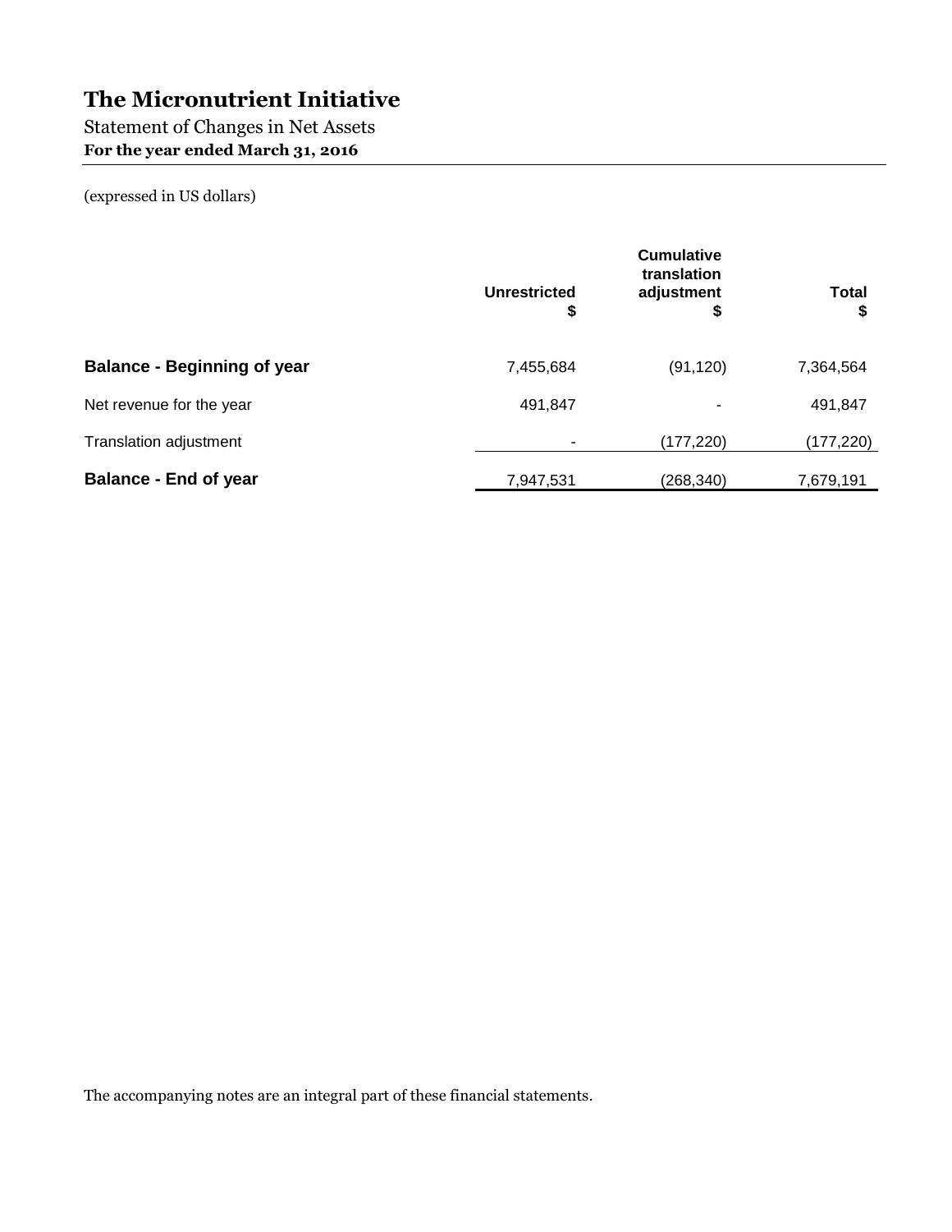# The Micronutrient Initiative

Statement of Changes in Net Assets

**For the year ended March 31, 2016**

(expressed in US dollars)

| | Unrestricted $ | Cumulative translation adjustment $ | Total $ |
|---|---|---|---|
| **Balance - Beginning of year** | 7,455,684 | (91,120) | 7,364,564 |
| Net revenue for the year | 491,847 | - | 491,847 |
| Translation adjustment | - | (177,220) | (177,220) |
| **Balance - End of year** | 7,947,531 | (268,340) | 7,679,191 |

The accompanying notes are an integral part of these financial statements.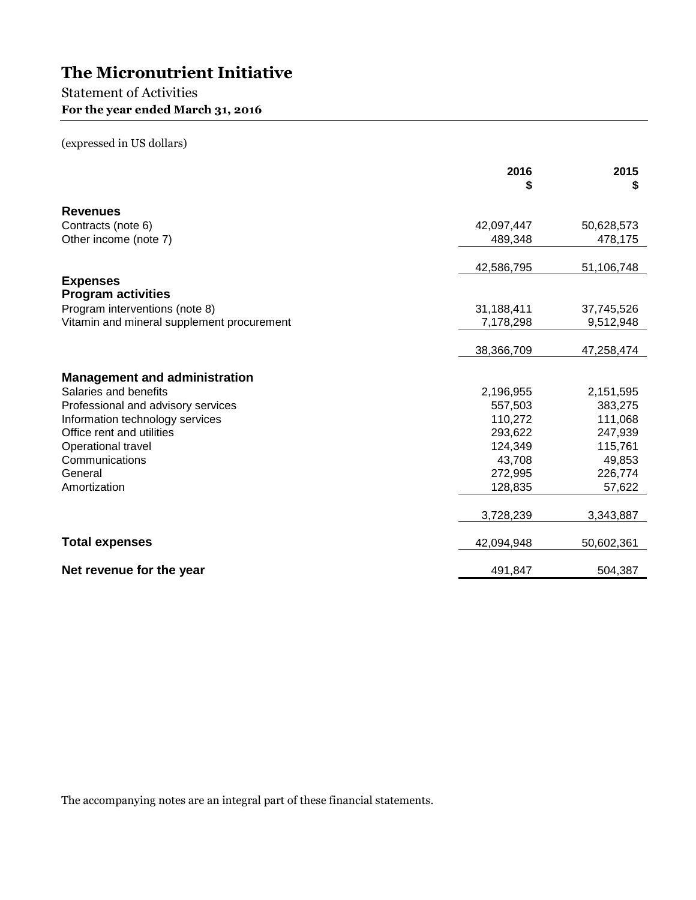# The Micronutrient Initiative

Statement of Activities

**For the year ended March 31, 2016**

(expressed in US dollars)

| | 2016<br>$ | 2015<br>$ |
|---|---|---|
| **Revenues** | | |
| Contracts (note 6) | 42,097,447 | 50,628,573 |
| Other income (note 7) | 489,348 | 478,175 |
| | 42,586,795 | 51,106,748 |
| **Expenses** | | |
| **Program activities** | | |
| Program interventions (note 8) | 31,188,411 | 37,745,526 |
| Vitamin and mineral supplement procurement | 7,178,298 | 9,512,948 |
| | 38,366,709 | 47,258,474 |
| **Management and administration** | | |
| Salaries and benefits | 2,196,955 | 2,151,595 |
| Professional and advisory services | 557,503 | 383,275 |
| Information technology services | 110,272 | 111,068 |
| Office rent and utilities | 293,622 | 247,939 |
| Operational travel | 124,349 | 115,761 |
| Communications | 43,708 | 49,853 |
| General | 272,995 | 226,774 |
| Amortization | 128,835 | 57,622 |
| | 3,728,239 | 3,343,887 |
| **Total expenses** | 42,094,948 | 50,602,361 |
| **Net revenue for the year** | 491,847 | 504,387 |

The accompanying notes are an integral part of these financial statements.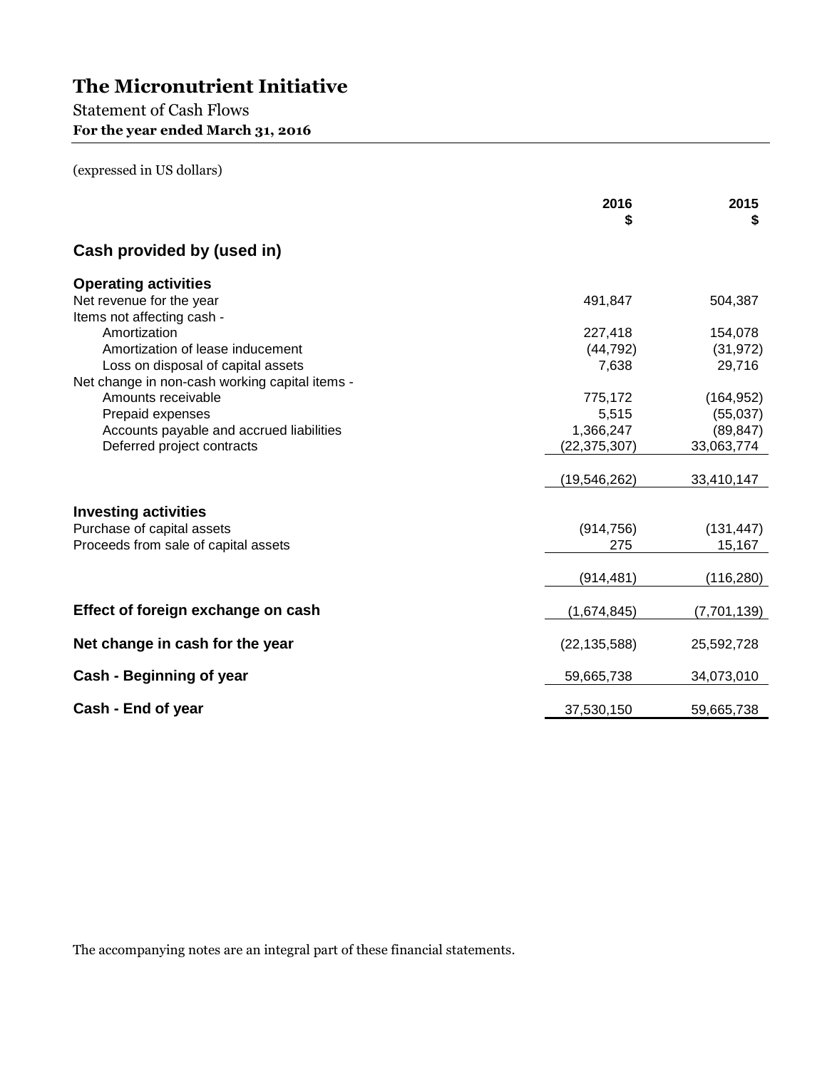# The Micronutrient Initiative

Statement of Cash Flows

**For the year ended March 31, 2016**

(expressed in US dollars)

| | 2016<br>$ | 2015<br>$ |
|---|---|---|
| **Cash provided by (used in)** | | |
| **Operating activities** | | |
| Net revenue for the year | 491,847 | 504,387 |
| Items not affecting cash - | | |
| Amortization | 227,418 | 154,078 |
| Amortization of lease inducement | (44,792) | (31,972) |
| Loss on disposal of capital assets | 7,638 | 29,716 |
| Net change in non-cash working capital items - | | |
| Amounts receivable | 775,172 | (164,952) |
| Prepaid expenses | 5,515 | (55,037) |
| Accounts payable and accrued liabilities | 1,366,247 | (89,847) |
| Deferred project contracts | (22,375,307) | 33,063,774 |
| | (19,546,262) | 33,410,147 |
| **Investing activities** | | |
| Purchase of capital assets | (914,756) | (131,447) |
| Proceeds from sale of capital assets | 275 | 15,167 |
| | (914,481) | (116,280) |
| **Effect of foreign exchange on cash** | (1,674,845) | (7,701,139) |
| **Net change in cash for the year** | (22,135,588) | 25,592,728 |
| **Cash - Beginning of year** | 59,665,738 | 34,073,010 |
| **Cash - End of year** | 37,530,150 | 59,665,738 |

The accompanying notes are an integral part of these financial statements.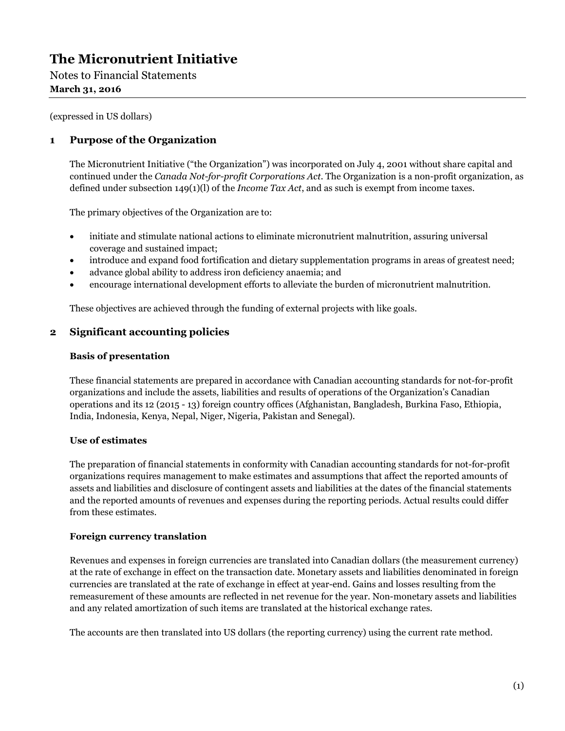# The Micronutrient Initiative

Notes to Financial Statements
**March 31, 2016**

(expressed in US dollars)

## 1 Purpose of the Organization

The Micronutrient Initiative ("the Organization") was incorporated on July 4, 2001 without share capital and continued under the *Canada Not-for-profit Corporations Act*. The Organization is a non-profit organization, as defined under subsection 149(1)(l) of the *Income Tax Act*, and as such is exempt from income taxes.

The primary objectives of the Organization are to:

- initiate and stimulate national actions to eliminate micronutrient malnutrition, assuring universal coverage and sustained impact;
- introduce and expand food fortification and dietary supplementation programs in areas of greatest need;
- advance global ability to address iron deficiency anaemia; and
- encourage international development efforts to alleviate the burden of micronutrient malnutrition.

These objectives are achieved through the funding of external projects with like goals.

## 2 Significant accounting policies

### Basis of presentation

These financial statements are prepared in accordance with Canadian accounting standards for not-for-profit organizations and include the assets, liabilities and results of operations of the Organization's Canadian operations and its 12 (2015 - 13) foreign country offices (Afghanistan, Bangladesh, Burkina Faso, Ethiopia, India, Indonesia, Kenya, Nepal, Niger, Nigeria, Pakistan and Senegal).

### Use of estimates

The preparation of financial statements in conformity with Canadian accounting standards for not-for-profit organizations requires management to make estimates and assumptions that affect the reported amounts of assets and liabilities and disclosure of contingent assets and liabilities at the dates of the financial statements and the reported amounts of revenues and expenses during the reporting periods. Actual results could differ from these estimates.

### Foreign currency translation

Revenues and expenses in foreign currencies are translated into Canadian dollars (the measurement currency) at the rate of exchange in effect on the transaction date. Monetary assets and liabilities denominated in foreign currencies are translated at the rate of exchange in effect at year-end. Gains and losses resulting from the remeasurement of these amounts are reflected in net revenue for the year. Non-monetary assets and liabilities and any related amortization of such items are translated at the historical exchange rates.

The accounts are then translated into US dollars (the reporting currency) using the current rate method.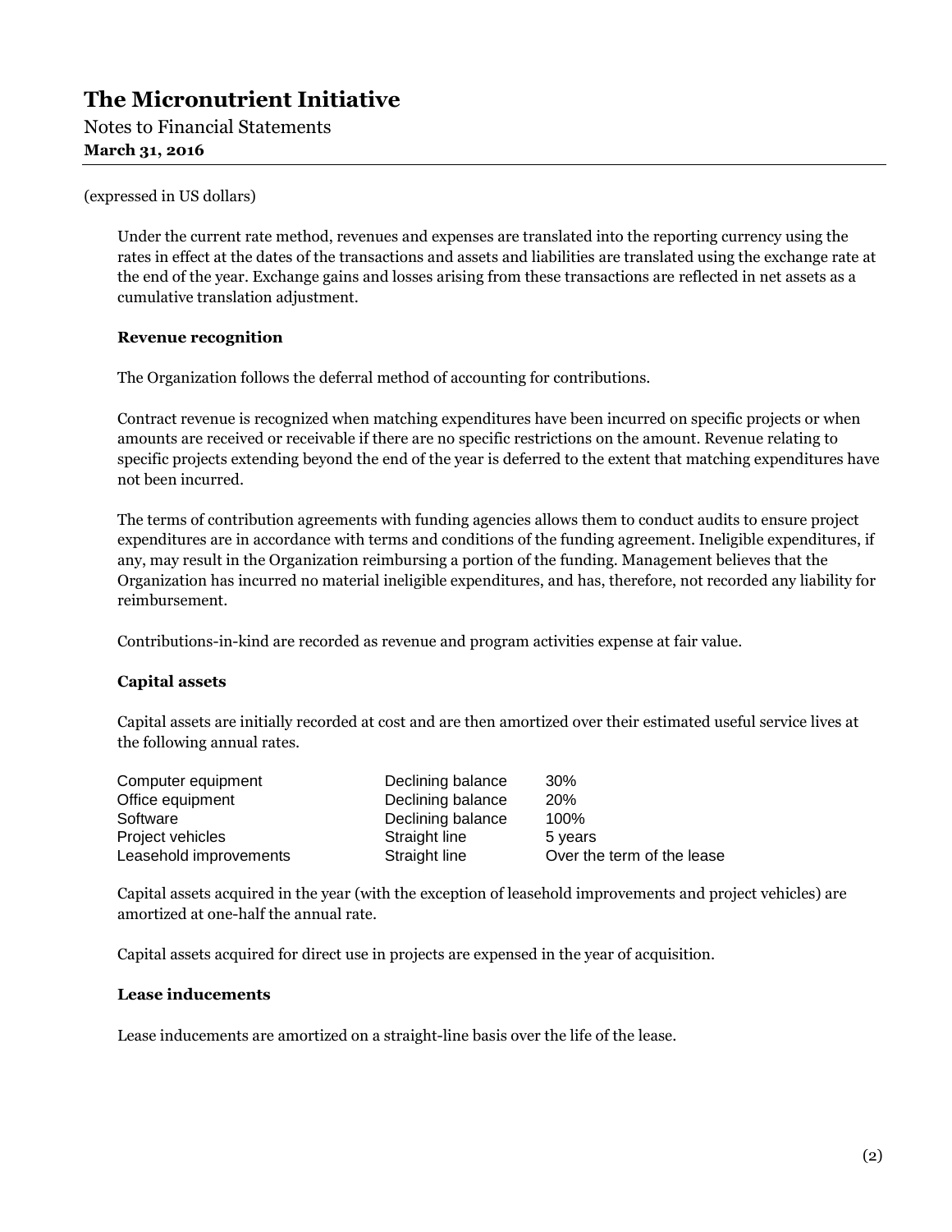# The Micronutrient Initiative

Notes to Financial Statements

**March 31, 2016**

(expressed in US dollars)

Under the current rate method, revenues and expenses are translated into the reporting currency using the rates in effect at the dates of the transactions and assets and liabilities are translated using the exchange rate at the end of the year. Exchange gains and losses arising from these transactions are reflected in net assets as a cumulative translation adjustment.

**Revenue recognition**

The Organization follows the deferral method of accounting for contributions.

Contract revenue is recognized when matching expenditures have been incurred on specific projects or when amounts are received or receivable if there are no specific restrictions on the amount. Revenue relating to specific projects extending beyond the end of the year is deferred to the extent that matching expenditures have not been incurred.

The terms of contribution agreements with funding agencies allows them to conduct audits to ensure project expenditures are in accordance with terms and conditions of the funding agreement. Ineligible expenditures, if any, may result in the Organization reimbursing a portion of the funding. Management believes that the Organization has incurred no material ineligible expenditures, and has, therefore, not recorded any liability for reimbursement.

Contributions-in-kind are recorded as revenue and program activities expense at fair value.

**Capital assets**

Capital assets are initially recorded at cost and are then amortized over their estimated useful service lives at the following annual rates.

| | | |
|---|---|---|
| Computer equipment | Declining balance | 30% |
| Office equipment | Declining balance | 20% |
| Software | Declining balance | 100% |
| Project vehicles | Straight line | 5 years |
| Leasehold improvements | Straight line | Over the term of the lease |

Capital assets acquired in the year (with the exception of leasehold improvements and project vehicles) are amortized at one-half the annual rate.

Capital assets acquired for direct use in projects are expensed in the year of acquisition.

**Lease inducements**

Lease inducements are amortized on a straight-line basis over the life of the lease.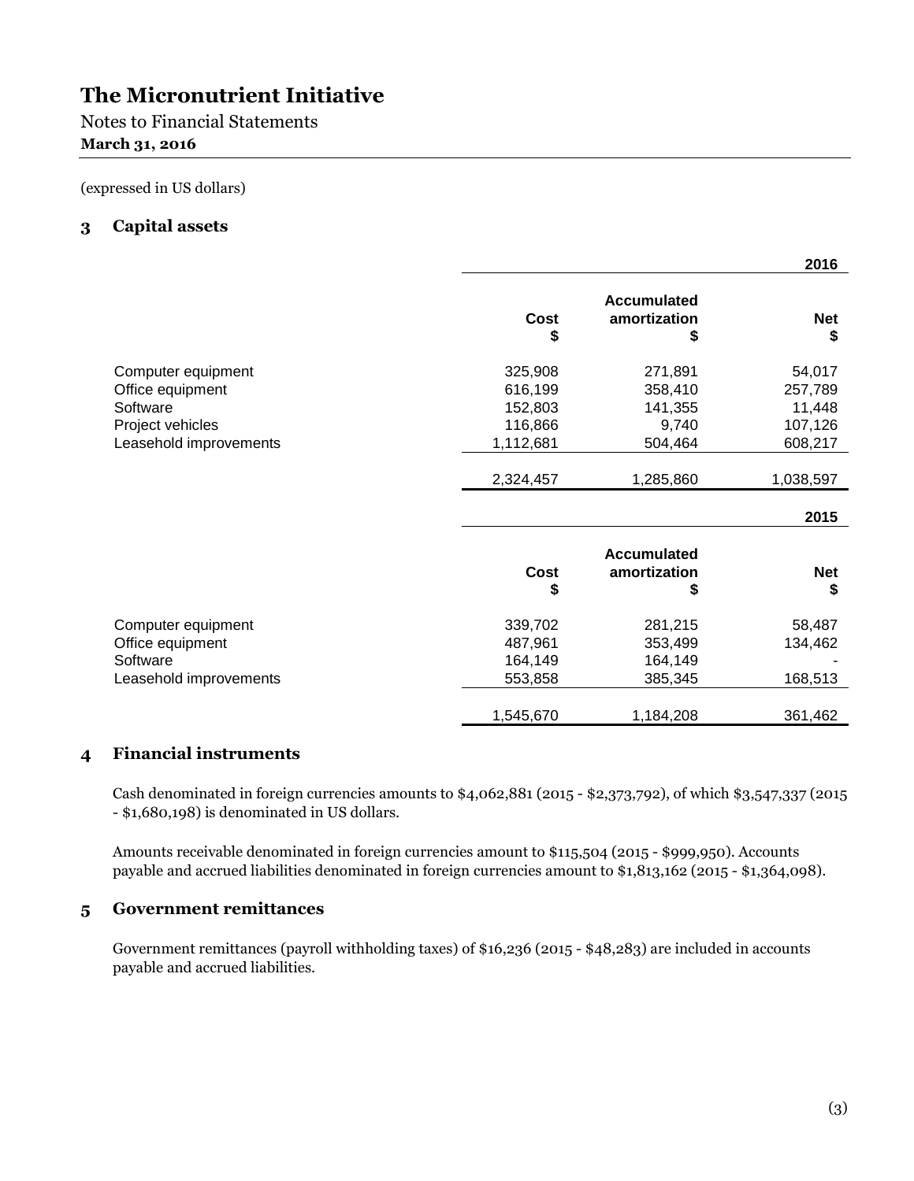# The Micronutrient Initiative

Notes to Financial Statements
**March 31, 2016**

(expressed in US dollars)

## 3 Capital assets

| | | | 2016 |
|---|---|---|---|
| | Cost<br>$ | Accumulated amortization<br>$ | Net<br>$ |
| Computer equipment | 325,908 | 271,891 | 54,017 |
| Office equipment | 616,199 | 358,410 | 257,789 |
| Software | 152,803 | 141,355 | 11,448 |
| Project vehicles | 116,866 | 9,740 | 107,126 |
| Leasehold improvements | 1,112,681 | 504,464 | 608,217 |
| | 2,324,457 | 1,285,860 | 1,038,597 |

| | | | 2015 |
|---|---|---|---|
| | Cost<br>$ | Accumulated amortization<br>$ | Net<br>$ |
| Computer equipment | 339,702 | 281,215 | 58,487 |
| Office equipment | 487,961 | 353,499 | 134,462 |
| Software | 164,149 | 164,149 | - |
| Leasehold improvements | 553,858 | 385,345 | 168,513 |
| | 1,545,670 | 1,184,208 | 361,462 |

## 4 Financial instruments

Cash denominated in foreign currencies amounts to $4,062,881 (2015 - $2,373,792), of which $3,547,337 (2015 - $1,680,198) is denominated in US dollars.

Amounts receivable denominated in foreign currencies amount to $115,504 (2015 - $999,950). Accounts payable and accrued liabilities denominated in foreign currencies amount to $1,813,162 (2015 - $1,364,098).

## 5 Government remittances

Government remittances (payroll withholding taxes) of $16,236 (2015 - $48,283) are included in accounts payable and accrued liabilities.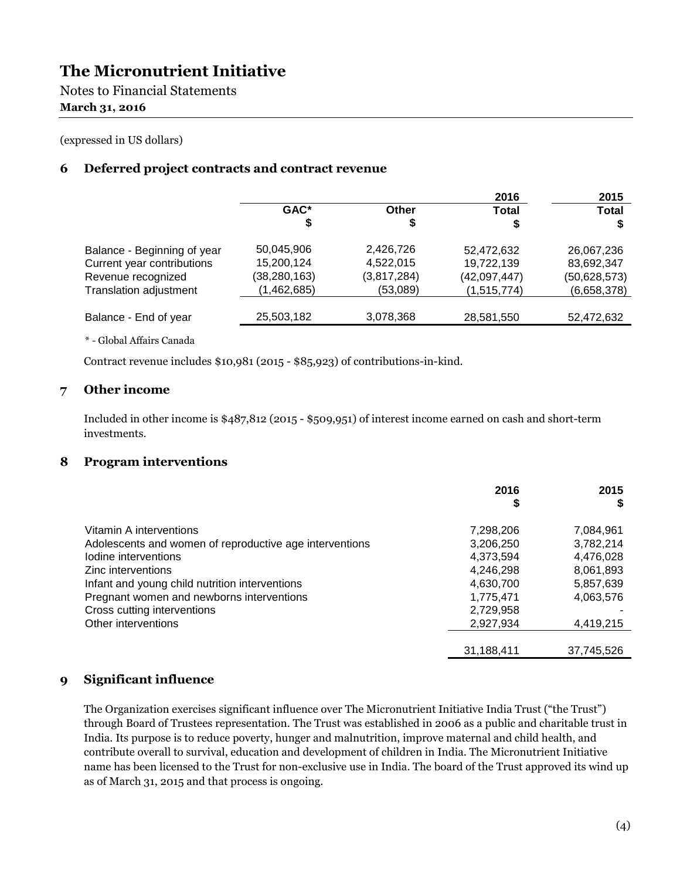# The Micronutrient Initiative

Notes to Financial Statements

**March 31, 2016**

(expressed in US dollars)

## 6 Deferred project contracts and contract revenue

| | GAC* $ | Other $ | 2016 Total $ | 2015 Total $ |
|---|---|---|---|---|
| Balance - Beginning of year | 50,045,906 | 2,426,726 | 52,472,632 | 26,067,236 |
| Current year contributions | 15,200,124 | 4,522,015 | 19,722,139 | 83,692,347 |
| Revenue recognized | (38,280,163) | (3,817,284) | (42,097,447) | (50,628,573) |
| Translation adjustment | (1,462,685) | (53,089) | (1,515,774) | (6,658,378) |
| Balance - End of year | 25,503,182 | 3,078,368 | 28,581,550 | 52,472,632 |

* - Global Affairs Canada

Contract revenue includes $10,981 (2015 - $85,923) of contributions-in-kind.

## 7 Other income

Included in other income is $487,812 (2015 - $509,951) of interest income earned on cash and short-term investments.

## 8 Program interventions

| | 2016 $ | 2015 $ |
|---|---|---|
| Vitamin A interventions | 7,298,206 | 7,084,961 |
| Adolescents and women of reproductive age interventions | 3,206,250 | 3,782,214 |
| Iodine interventions | 4,373,594 | 4,476,028 |
| Zinc interventions | 4,246,298 | 8,061,893 |
| Infant and young child nutrition interventions | 4,630,700 | 5,857,639 |
| Pregnant women and newborns interventions | 1,775,471 | 4,063,576 |
| Cross cutting interventions | 2,729,958 | - |
| Other interventions | 2,927,934 | 4,419,215 |
| | 31,188,411 | 37,745,526 |

## 9 Significant influence

The Organization exercises significant influence over The Micronutrient Initiative India Trust ("the Trust") through Board of Trustees representation. The Trust was established in 2006 as a public and charitable trust in India. Its purpose is to reduce poverty, hunger and malnutrition, improve maternal and child health, and contribute overall to survival, education and development of children in India. The Micronutrient Initiative name has been licensed to the Trust for non-exclusive use in India. The board of the Trust approved its wind up as of March 31, 2015 and that process is ongoing.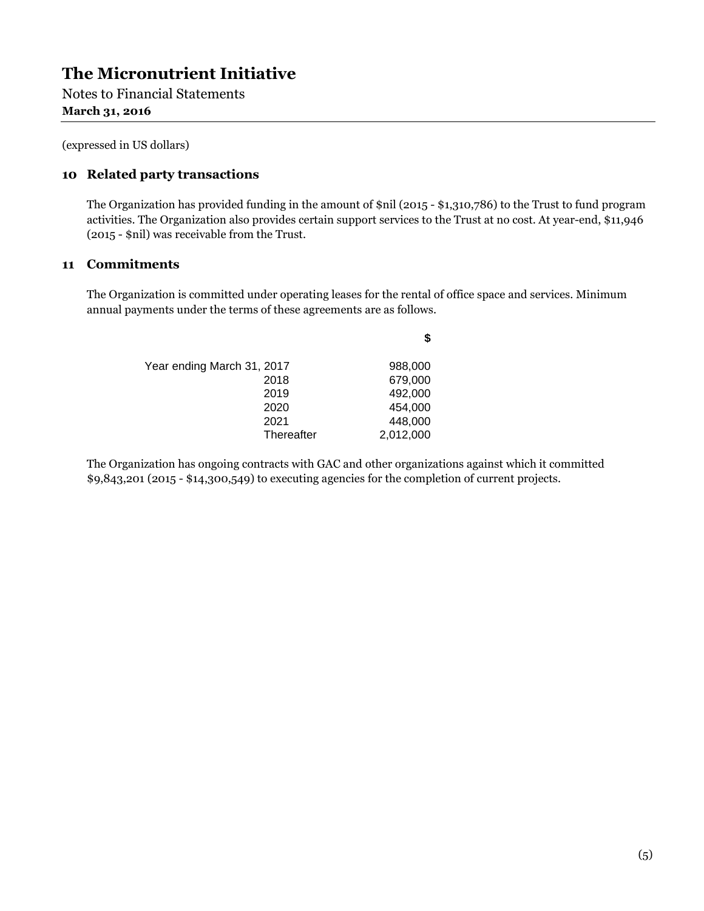# The Micronutrient Initiative

Notes to Financial Statements

**March 31, 2016**

(expressed in US dollars)

## 10 Related party transactions

The Organization has provided funding in the amount of $nil (2015 - $1,310,786) to the Trust to fund program activities. The Organization also provides certain support services to the Trust at no cost. At year-end, $11,946 (2015 - $nil) was receivable from the Trust.

## 11 Commitments

The Organization is committed under operating leases for the rental of office space and services. Minimum annual payments under the terms of these agreements are as follows.

| | $ |
|---|---|
| Year ending March 31, 2017 | 988,000 |
| 2018 | 679,000 |
| 2019 | 492,000 |
| 2020 | 454,000 |
| 2021 | 448,000 |
| Thereafter | 2,012,000 |

The Organization has ongoing contracts with GAC and other organizations against which it committed $9,843,201 (2015 - $14,300,549) to executing agencies for the completion of current projects.